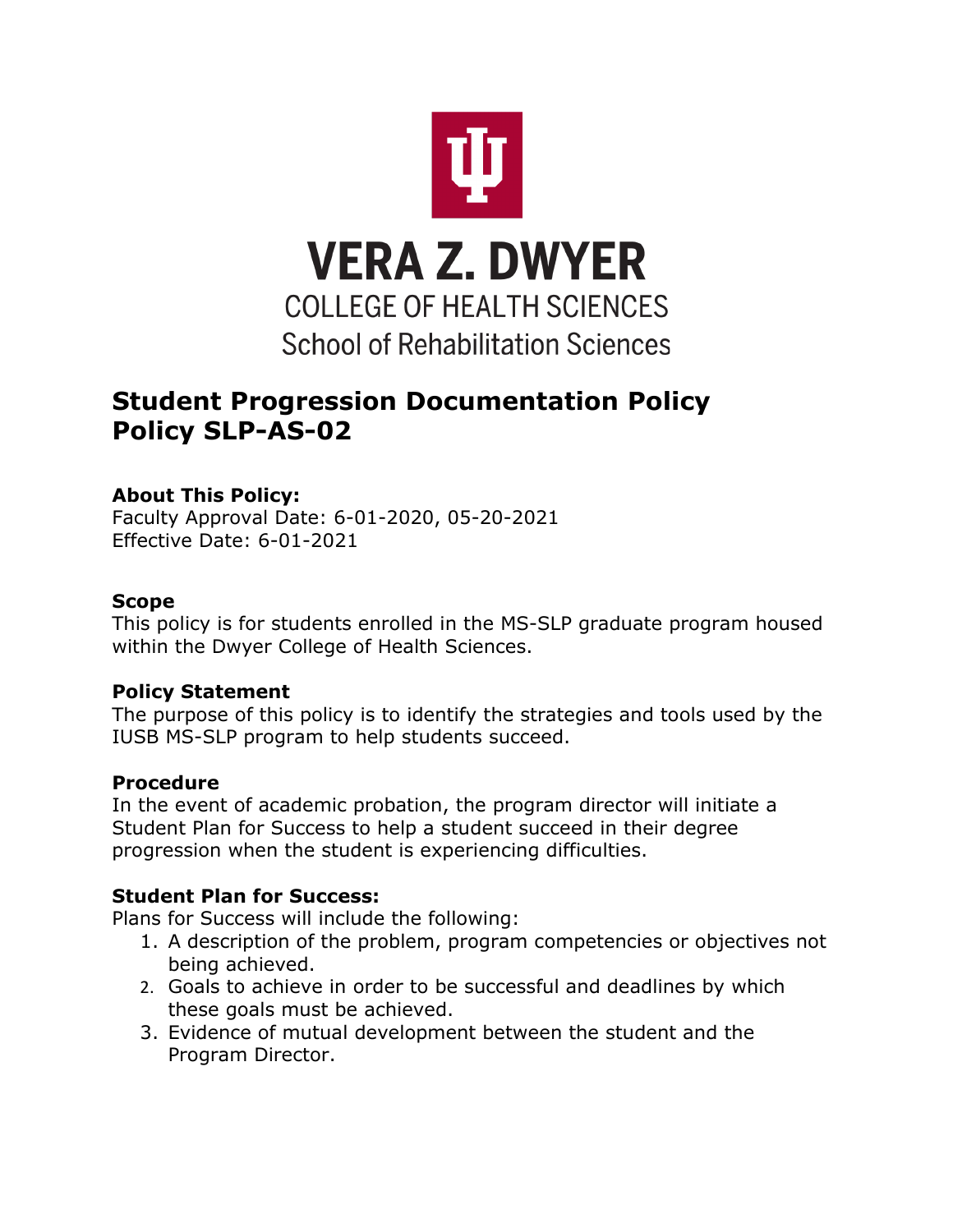# VERA Z. DWYER

COLLEGE OF HEALTH SCIENCES

School of Rehabilitation Sciences

## Student Progression Documentation Policy
## Policy SLP-AS-02

### About This Policy:

Faculty Approval Date: 6-01-2020, 05-20-2021
Effective Date: 6-01-2021

### Scope

This policy is for students enrolled in the MS-SLP graduate program housed within the Dwyer College of Health Sciences.

### Policy Statement

The purpose of this policy is to identify the strategies and tools used by the IUSB MS-SLP program to help students succeed.

### Procedure

In the event of academic probation, the program director will initiate a Student Plan for Success to help a student succeed in their degree progression when the student is experiencing difficulties.

### Student Plan for Success:

Plans for Success will include the following:

1. A description of the problem, program competencies or objectives not being achieved.
2. Goals to achieve in order to be successful and deadlines by which these goals must be achieved.
3. Evidence of mutual development between the student and the Program Director.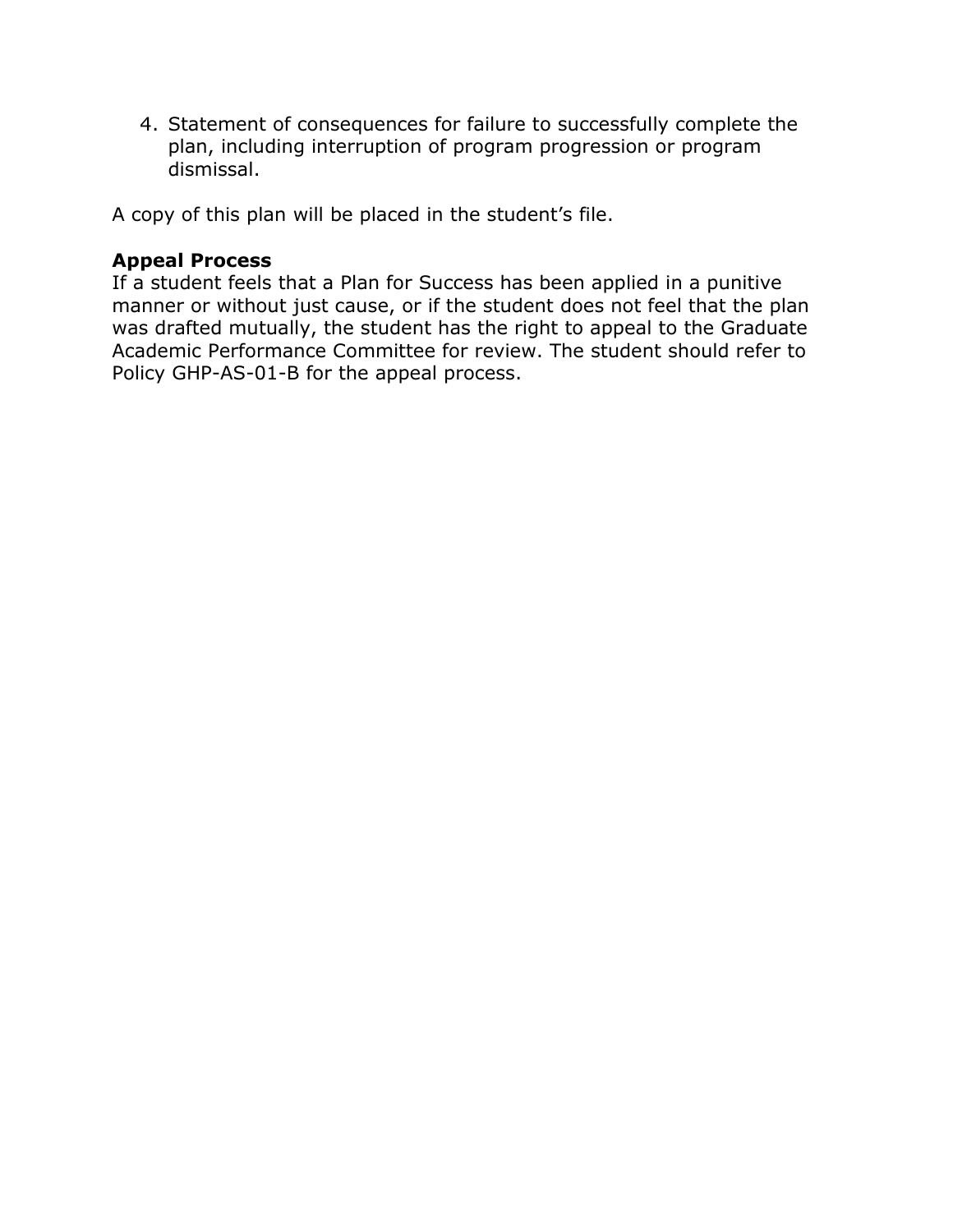4. Statement of consequences for failure to successfully complete the plan, including interruption of program progression or program dismissal.

A copy of this plan will be placed in the student's file.

**Appeal Process**

If a student feels that a Plan for Success has been applied in a punitive manner or without just cause, or if the student does not feel that the plan was drafted mutually, the student has the right to appeal to the Graduate Academic Performance Committee for review. The student should refer to Policy GHP-AS-01-B for the appeal process.